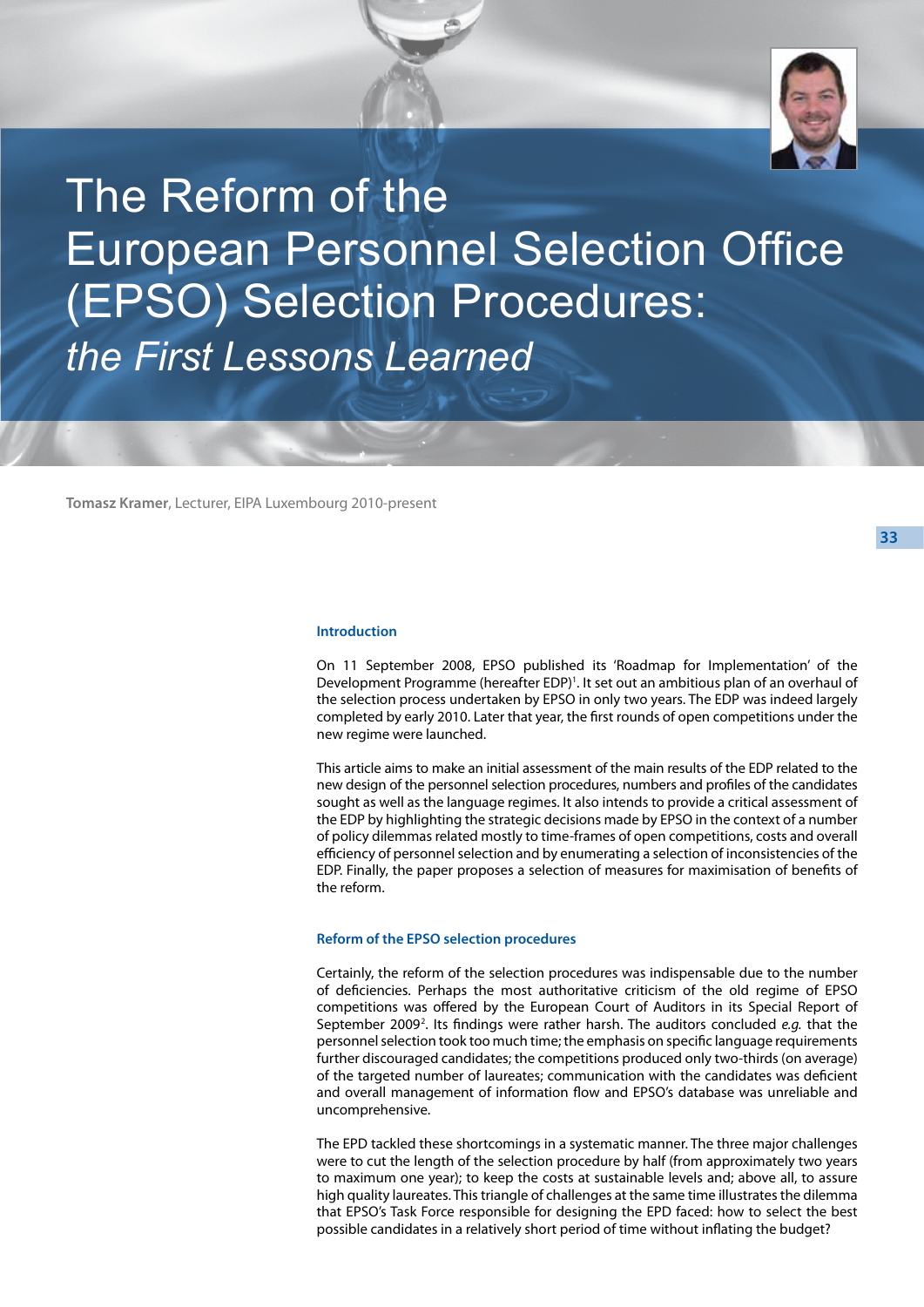# The Reform of the European Personnel Selection Office (EPSO) Selection Procedures: *the First Lessons Learned*

**Tomasz Kramer**, Lecturer, EIPA Luxembourg 2010-present

### Introduction

On 11 September 2008, EPSO published its 'Roadmap for Implementation' of the Development Programme (hereafter EDP)[1]. It set out an ambitious plan of an overhaul of the selection process undertaken by EPSO in only two years. The EDP was indeed largely completed by early 2010. Later that year, the first rounds of open competitions under the new regime were launched.

This article aims to make an initial assessment of the main results of the EDP related to the new design of the personnel selection procedures, numbers and profiles of the candidates sought as well as the language regimes. It also intends to provide a critical assessment of the EDP by highlighting the strategic decisions made by EPSO in the context of a number of policy dilemmas related mostly to time-frames of open competitions, costs and overall efficiency of personnel selection and by enumerating a selection of inconsistencies of the EDP. Finally, the paper proposes a selection of measures for maximisation of benefits of the reform.

### Reform of the EPSO selection procedures

Certainly, the reform of the selection procedures was indispensable due to the number of deficiencies. Perhaps the most authoritative criticism of the old regime of EPSO competitions was offered by the European Court of Auditors in its Special Report of September 2009[2]. Its findings were rather harsh. The auditors concluded *e.g.* that the personnel selection took too much time; the emphasis on specific language requirements further discouraged candidates; the competitions produced only two-thirds (on average) of the targeted number of laureates; communication with the candidates was deficient and overall management of information flow and EPSO's database was unreliable and uncomprehensive.

The EPD tackled these shortcomings in a systematic manner. The three major challenges were to cut the length of the selection procedure by half (from approximately two years to maximum one year); to keep the costs at sustainable levels and; above all, to assure high quality laureates. This triangle of challenges at the same time illustrates the dilemma that EPSO's Task Force responsible for designing the EPD faced: how to select the best possible candidates in a relatively short period of time without inflating the budget?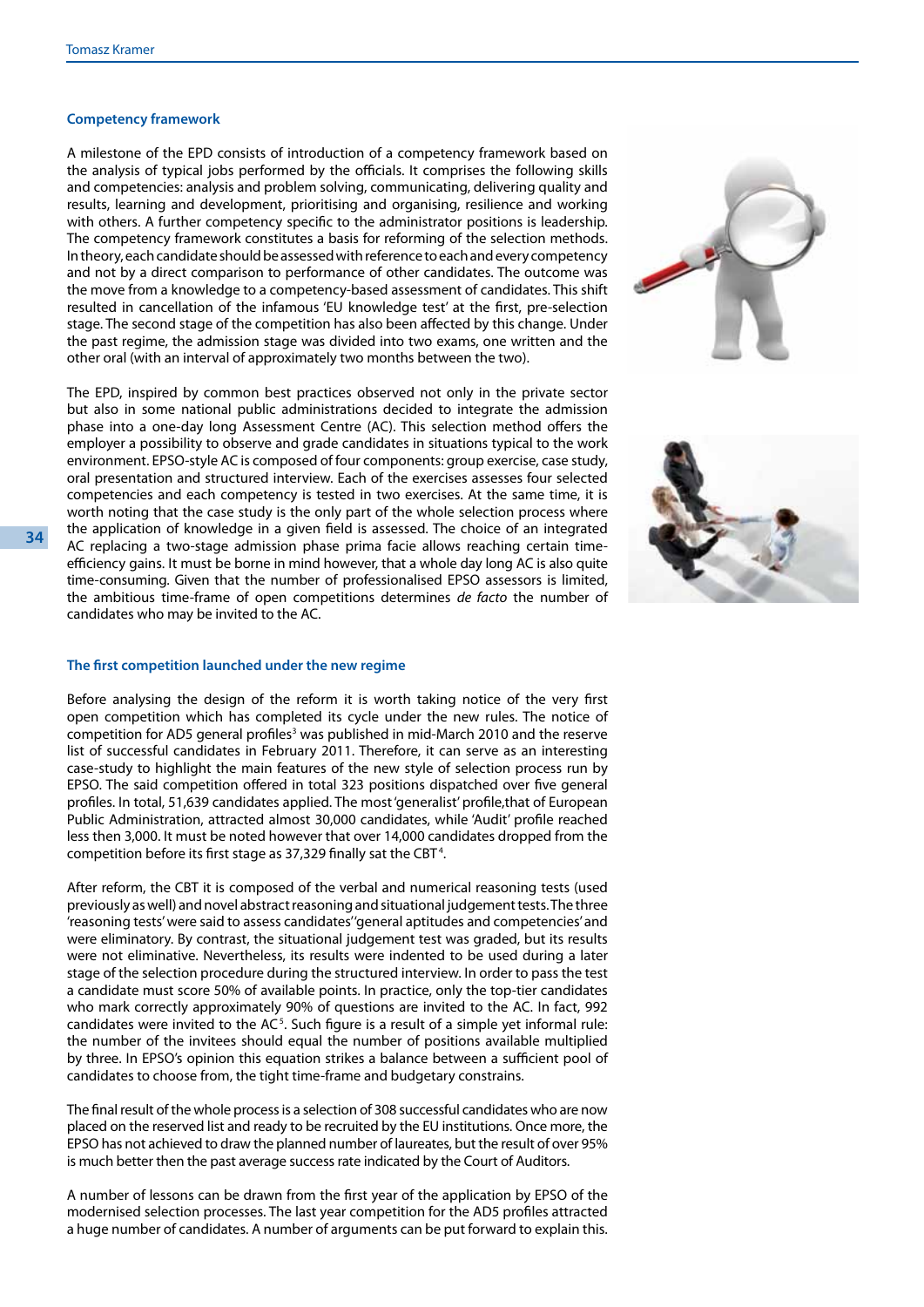### Competency framework

A milestone of the EPD consists of introduction of a competency framework based on the analysis of typical jobs performed by the officials. It comprises the following skills and competencies: analysis and problem solving, communicating, delivering quality and results, learning and development, prioritising and organising, resilience and working with others. A further competency specific to the administrator positions is leadership. The competency framework constitutes a basis for reforming of the selection methods. In theory, each candidate should be assessed with reference to each and every competency and not by a direct comparison to performance of other candidates. The outcome was the move from a knowledge to a competency-based assessment of candidates. This shift resulted in cancellation of the infamous 'EU knowledge test' at the first, pre-selection stage. The second stage of the competition has also been affected by this change. Under the past regime, the admission stage was divided into two exams, one written and the other oral (with an interval of approximately two months between the two).

The EPD, inspired by common best practices observed not only in the private sector but also in some national public administrations decided to integrate the admission phase into a one-day long Assessment Centre (AC). This selection method offers the employer a possibility to observe and grade candidates in situations typical to the work environment. EPSO-style AC is composed of four components: group exercise, case study, oral presentation and structured interview. Each of the exercises assesses four selected competencies and each competency is tested in two exercises. At the same time, it is worth noting that the case study is the only part of the whole selection process where the application of knowledge in a given field is assessed. The choice of an integrated AC replacing a two-stage admission phase prima facie allows reaching certain time-efficiency gains. It must be borne in mind however, that a whole day long AC is also quite time-consuming. Given that the number of professionalised EPSO assessors is limited, the ambitious time-frame of open competitions determines *de facto* the number of candidates who may be invited to the AC.

### The first competition launched under the new regime

Before analysing the design of the reform it is worth taking notice of the very first open competition which has completed its cycle under the new rules. The notice of competition for AD5 general profiles[3] was published in mid-March 2010 and the reserve list of successful candidates in February 2011. Therefore, it can serve as an interesting case-study to highlight the main features of the new style of selection process run by EPSO. The said competition offered in total 323 positions dispatched over five general profiles. In total, 51,639 candidates applied. The most 'generalist' profile,that of European Public Administration, attracted almost 30,000 candidates, while 'Audit' profile reached less then 3,000. It must be noted however that over 14,000 candidates dropped from the competition before its first stage as 37,329 finally sat the CBT[4].

After reform, the CBT it is composed of the verbal and numerical reasoning tests (used previously as well) and novel abstract reasoning and situational judgement tests. The three 'reasoning tests' were said to assess candidates' 'general aptitudes and competencies' and were eliminatory. By contrast, the situational judgement test was graded, but its results were not eliminative. Nevertheless, its results were indented to be used during a later stage of the selection procedure during the structured interview. In order to pass the test a candidate must score 50% of available points. In practice, only the top-tier candidates who mark correctly approximately 90% of questions are invited to the AC. In fact, 992 candidates were invited to the AC[5]. Such figure is a result of a simple yet informal rule: the number of the invitees should equal the number of positions available multiplied by three. In EPSO's opinion this equation strikes a balance between a sufficient pool of candidates to choose from, the tight time-frame and budgetary constrains.

The final result of the whole process is a selection of 308 successful candidates who are now placed on the reserved list and ready to be recruited by the EU institutions. Once more, the EPSO has not achieved to draw the planned number of laureates, but the result of over 95% is much better then the past average success rate indicated by the Court of Auditors.

A number of lessons can be drawn from the first year of the application by EPSO of the modernised selection processes. The last year competition for the AD5 profiles attracted a huge number of candidates. A number of arguments can be put forward to explain this.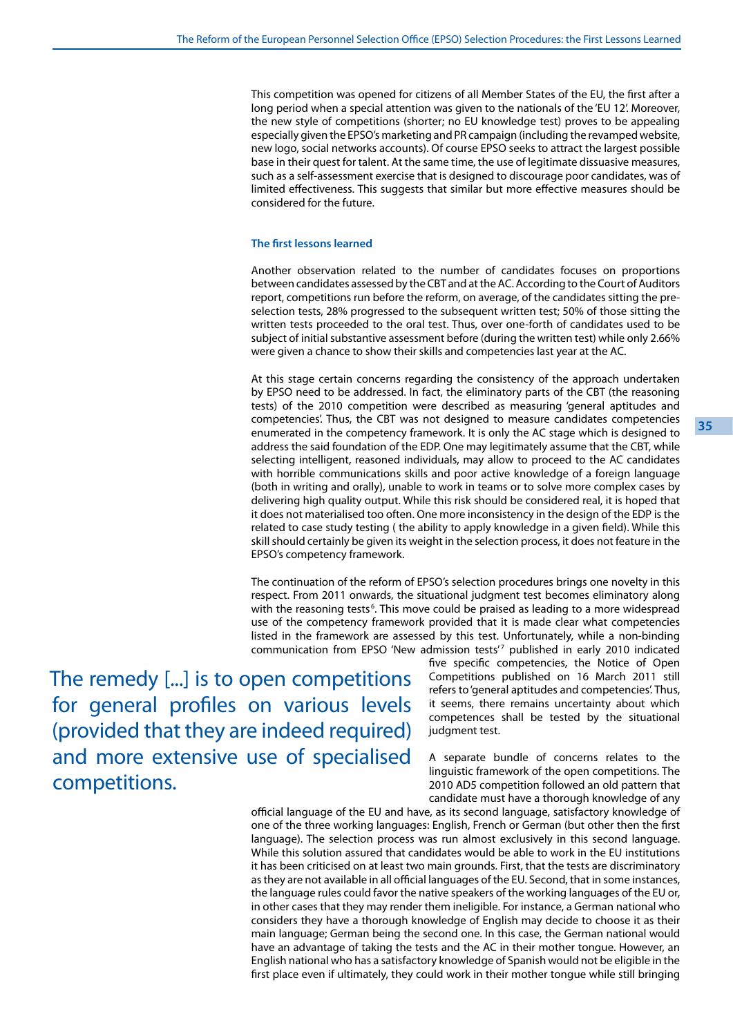This competition was opened for citizens of all Member States of the EU, the first after a long period when a special attention was given to the nationals of the 'EU 12'. Moreover, the new style of competitions (shorter; no EU knowledge test) proves to be appealing especially given the EPSO's marketing and PR campaign (including the revamped website, new logo, social networks accounts). Of course EPSO seeks to attract the largest possible base in their quest for talent. At the same time, the use of legitimate dissuasive measures, such as a self-assessment exercise that is designed to discourage poor candidates, was of limited effectiveness. This suggests that similar but more effective measures should be considered for the future.

### The first lessons learned

Another observation related to the number of candidates focuses on proportions between candidates assessed by the CBT and at the AC. According to the Court of Auditors report, competitions run before the reform, on average, of the candidates sitting the pre-selection tests, 28% progressed to the subsequent written test; 50% of those sitting the written tests proceeded to the oral test. Thus, over one-forth of candidates used to be subject of initial substantive assessment before (during the written test) while only 2.66% were given a chance to show their skills and competencies last year at the AC.

At this stage certain concerns regarding the consistency of the approach undertaken by EPSO need to be addressed. In fact, the eliminatory parts of the CBT (the reasoning tests) of the 2010 competition were described as measuring 'general aptitudes and competencies'. Thus, the CBT was not designed to measure candidates competencies enumerated in the competency framework. It is only the AC stage which is designed to address the said foundation of the EDP. One may legitimately assume that the CBT, while selecting intelligent, reasoned individuals, may allow to proceed to the AC candidates with horrible communications skills and poor active knowledge of a foreign language (both in writing and orally), unable to work in teams or to solve more complex cases by delivering high quality output. While this risk should be considered real, it is hoped that it does not materialised too often. One more inconsistency in the design of the EDP is the related to case study testing ( the ability to apply knowledge in a given field). While this skill should certainly be given its weight in the selection process, it does not feature in the EPSO's competency framework.

The continuation of the reform of EPSO's selection procedures brings one novelty in this respect. From 2011 onwards, the situational judgment test becomes eliminatory along with the reasoning tests[6]. This move could be praised as leading to a more widespread use of the competency framework provided that it is made clear what competencies listed in the framework are assessed by this test. Unfortunately, while a non-binding communication from EPSO 'New admission tests'[7] published in early 2010 indicated five specific competencies, the Notice of Open Competitions published on 16 March 2011 still refers to 'general aptitudes and competencies'. Thus, it seems, there remains uncertainty about which competences shall be tested by the situational judgment test.

> The remedy [...] is to open competitions for general profiles on various levels (provided that they are indeed required) and more extensive use of specialised competitions.

A separate bundle of concerns relates to the linguistic framework of the open competitions. The 2010 AD5 competition followed an old pattern that candidate must have a thorough knowledge of any official language of the EU and have, as its second language, satisfactory knowledge of one of the three working languages: English, French or German (but other then the first language). The selection process was run almost exclusively in this second language. While this solution assured that candidates would be able to work in the EU institutions it has been criticised on at least two main grounds. First, that the tests are discriminatory as they are not available in all official languages of the EU. Second, that in some instances, the language rules could favor the native speakers of the working languages of the EU or, in other cases that they may render them ineligible. For instance, a German national who considers they have a thorough knowledge of English may decide to choose it as their main language; German being the second one. In this case, the German national would have an advantage of taking the tests and the AC in their mother tongue. However, an English national who has a satisfactory knowledge of Spanish would not be eligible in the first place even if ultimately, they could work in their mother tongue while still bringing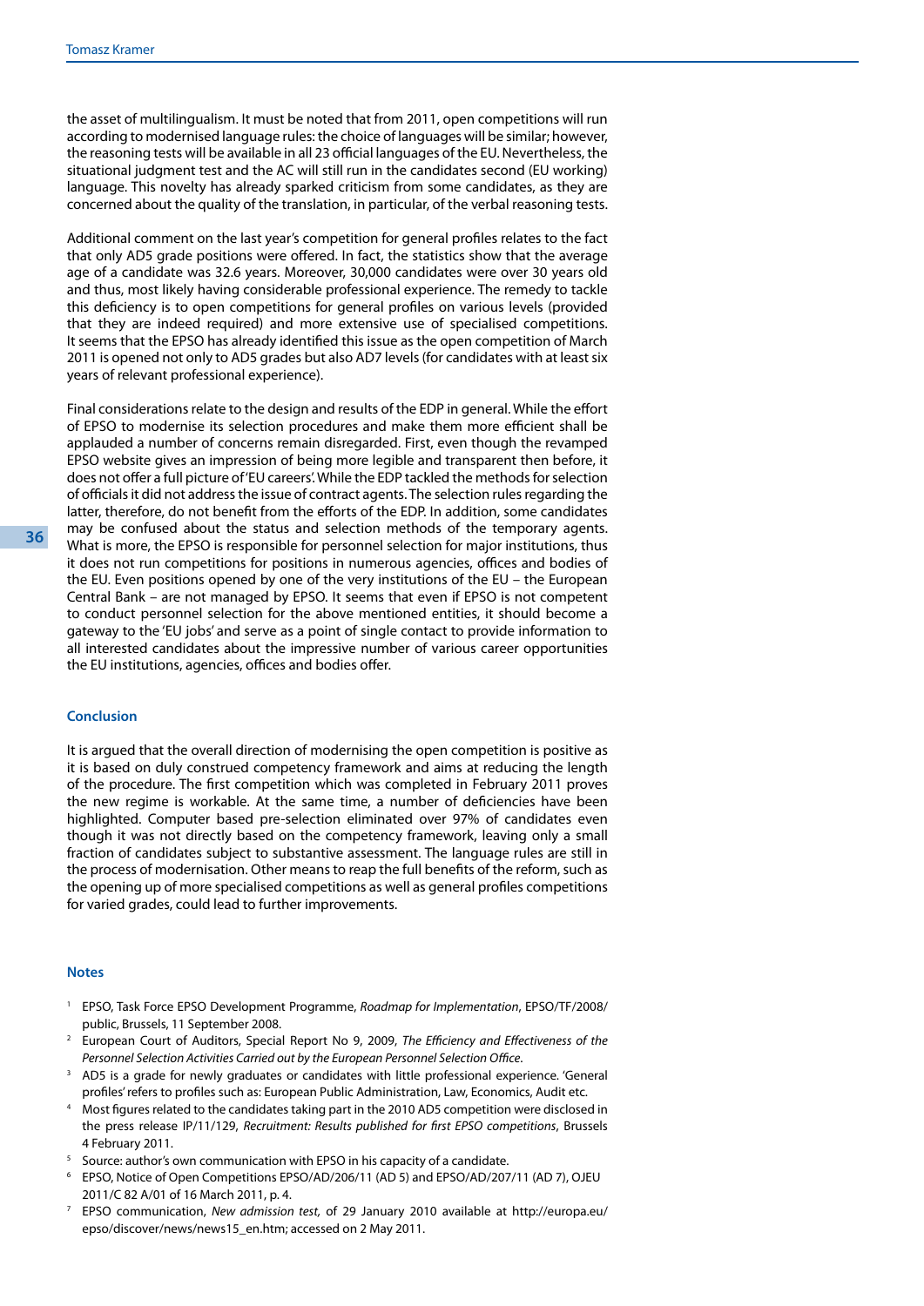the asset of multilingualism. It must be noted that from 2011, open competitions will run according to modernised language rules: the choice of languages will be similar; however, the reasoning tests will be available in all 23 official languages of the EU. Nevertheless, the situational judgment test and the AC will still run in the candidates second (EU working) language. This novelty has already sparked criticism from some candidates, as they are concerned about the quality of the translation, in particular, of the verbal reasoning tests.

Additional comment on the last year's competition for general profiles relates to the fact that only AD5 grade positions were offered. In fact, the statistics show that the average age of a candidate was 32.6 years. Moreover, 30,000 candidates were over 30 years old and thus, most likely having considerable professional experience. The remedy to tackle this deficiency is to open competitions for general profiles on various levels (provided that they are indeed required) and more extensive use of specialised competitions. It seems that the EPSO has already identified this issue as the open competition of March 2011 is opened not only to AD5 grades but also AD7 levels (for candidates with at least six years of relevant professional experience).

Final considerations relate to the design and results of the EDP in general. While the effort of EPSO to modernise its selection procedures and make them more efficient shall be applauded a number of concerns remain disregarded. First, even though the revamped EPSO website gives an impression of being more legible and transparent then before, it does not offer a full picture of 'EU careers'. While the EDP tackled the methods for selection of officials it did not address the issue of contract agents. The selection rules regarding the latter, therefore, do not benefit from the efforts of the EDP. In addition, some candidates may be confused about the status and selection methods of the temporary agents. What is more, the EPSO is responsible for personnel selection for major institutions, thus it does not run competitions for positions in numerous agencies, offices and bodies of the EU. Even positions opened by one of the very institutions of the EU – the European Central Bank – are not managed by EPSO. It seems that even if EPSO is not competent to conduct personnel selection for the above mentioned entities, it should become a gateway to the 'EU jobs' and serve as a point of single contact to provide information to all interested candidates about the impressive number of various career opportunities the EU institutions, agencies, offices and bodies offer.

## Conclusion

It is argued that the overall direction of modernising the open competition is positive as it is based on duly construed competency framework and aims at reducing the length of the procedure. The first competition which was completed in February 2011 proves the new regime is workable. At the same time, a number of deficiencies have been highlighted. Computer based pre-selection eliminated over 97% of candidates even though it was not directly based on the competency framework, leaving only a small fraction of candidates subject to substantive assessment. The language rules are still in the process of modernisation. Other means to reap the full benefits of the reform, such as the opening up of more specialised competitions as well as general profiles competitions for varied grades, could lead to further improvements.

## Notes

1. EPSO, Task Force EPSO Development Programme, *Roadmap for Implementation*, EPSO/TF/2008/public, Brussels, 11 September 2008.
2. European Court of Auditors, Special Report No 9, 2009, *The Efficiency and Effectiveness of the Personnel Selection Activities Carried out by the European Personnel Selection Office.*
3. AD5 is a grade for newly graduates or candidates with little professional experience. 'General profiles' refers to profiles such as: European Public Administration, Law, Economics, Audit etc.
4. Most figures related to the candidates taking part in the 2010 AD5 competition were disclosed in the press release IP/11/129, *Recruitment: Results published for first EPSO competitions*, Brussels 4 February 2011.
5. Source: author's own communication with EPSO in his capacity of a candidate.
6. EPSO, Notice of Open Competitions EPSO/AD/206/11 (AD 5) and EPSO/AD/207/11 (AD 7), OJEU 2011/C 82 A/01 of 16 March 2011, p. 4.
7. EPSO communication, *New admission test,* of 29 January 2010 available at http://europa.eu/epso/discover/news/news15_en.htm; accessed on 2 May 2011.